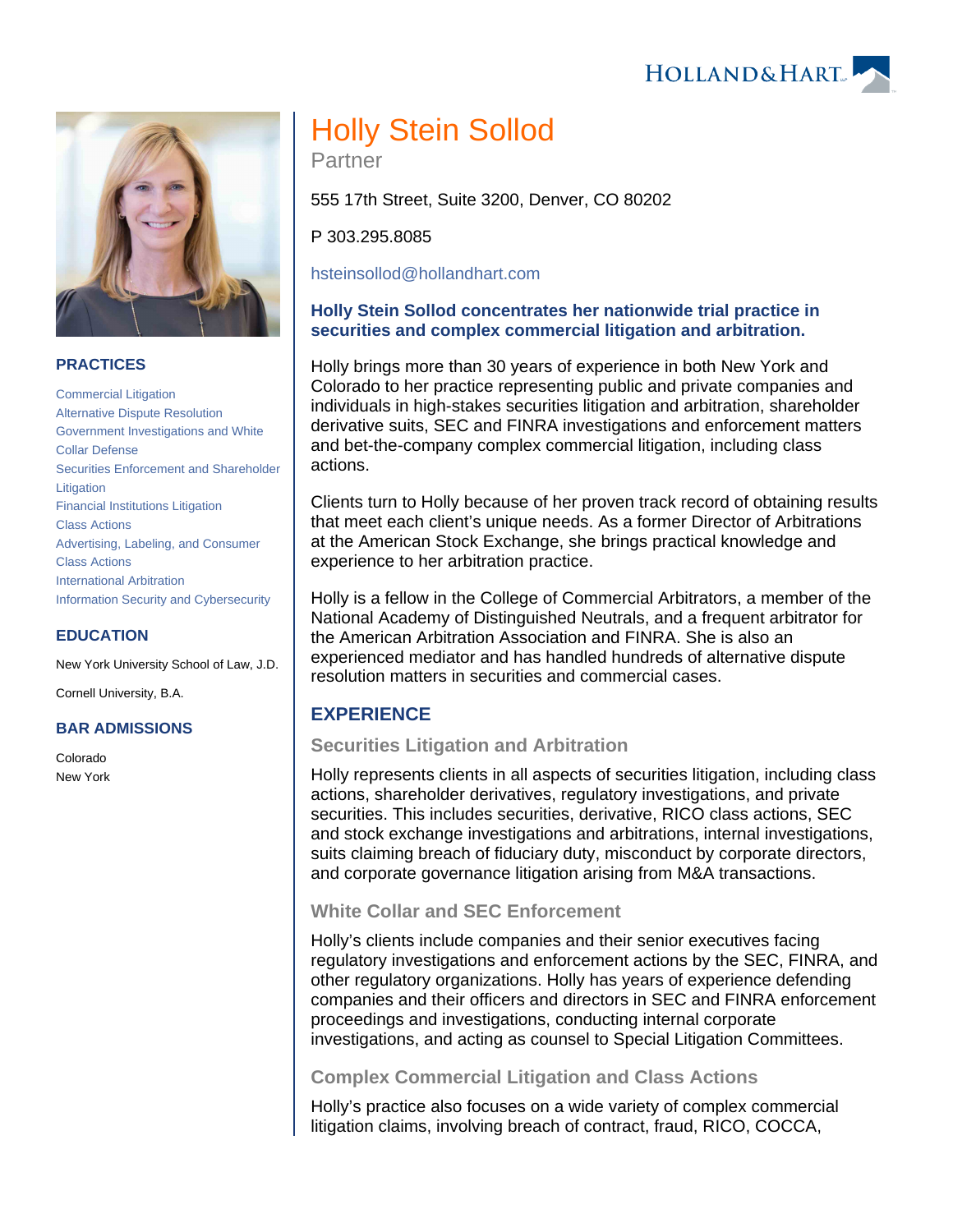# Holly Stein Sollod

Partner

555 17th Street, Suite 3200, Denver, CO 80202

P 303.295.8085

hsteinsollod@hollandhart.com

**Holly Stein Sollod concentrates her nationwide trial practice in securities and complex commercial litigation and arbitration.**

Holly brings more than 30 years of experience in both New York and Colorado to her practice representing public and private companies and individuals in high-stakes securities litigation and arbitration, shareholder derivative suits, SEC and FINRA investigations and enforcement matters and bet-the-company complex commercial litigation, including class actions.

Clients turn to Holly because of her proven track record of obtaining results that meet each client's unique needs. As a former Director of Arbitrations at the American Stock Exchange, she brings practical knowledge and experience to her arbitration practice.

Holly is a fellow in the College of Commercial Arbitrators, a member of the National Academy of Distinguished Neutrals, and a frequent arbitrator for the American Arbitration Association and FINRA. She is also an experienced mediator and has handled hundreds of alternative dispute resolution matters in securities and commercial cases.

## PRACTICES

- Commercial Litigation
- Alternative Dispute Resolution
- Government Investigations and White Collar Defense
- Securities Enforcement and Shareholder Litigation
- Financial Institutions Litigation
- Class Actions
- Advertising, Labeling, and Consumer Class Actions
- International Arbitration
- Information Security and Cybersecurity

## EDUCATION

New York University School of Law, J.D.

Cornell University, B.A.

## BAR ADMISSIONS

Colorado
New York

## EXPERIENCE

### Securities Litigation and Arbitration

Holly represents clients in all aspects of securities litigation, including class actions, shareholder derivatives, regulatory investigations, and private securities. This includes securities, derivative, RICO class actions, SEC and stock exchange investigations and arbitrations, internal investigations, suits claiming breach of fiduciary duty, misconduct by corporate directors, and corporate governance litigation arising from M&A transactions.

### White Collar and SEC Enforcement

Holly's clients include companies and their senior executives facing regulatory investigations and enforcement actions by the SEC, FINRA, and other regulatory organizations. Holly has years of experience defending companies and their officers and directors in SEC and FINRA enforcement proceedings and investigations, conducting internal corporate investigations, and acting as counsel to Special Litigation Committees.

### Complex Commercial Litigation and Class Actions

Holly's practice also focuses on a wide variety of complex commercial litigation claims, involving breach of contract, fraud, RICO, COCCA,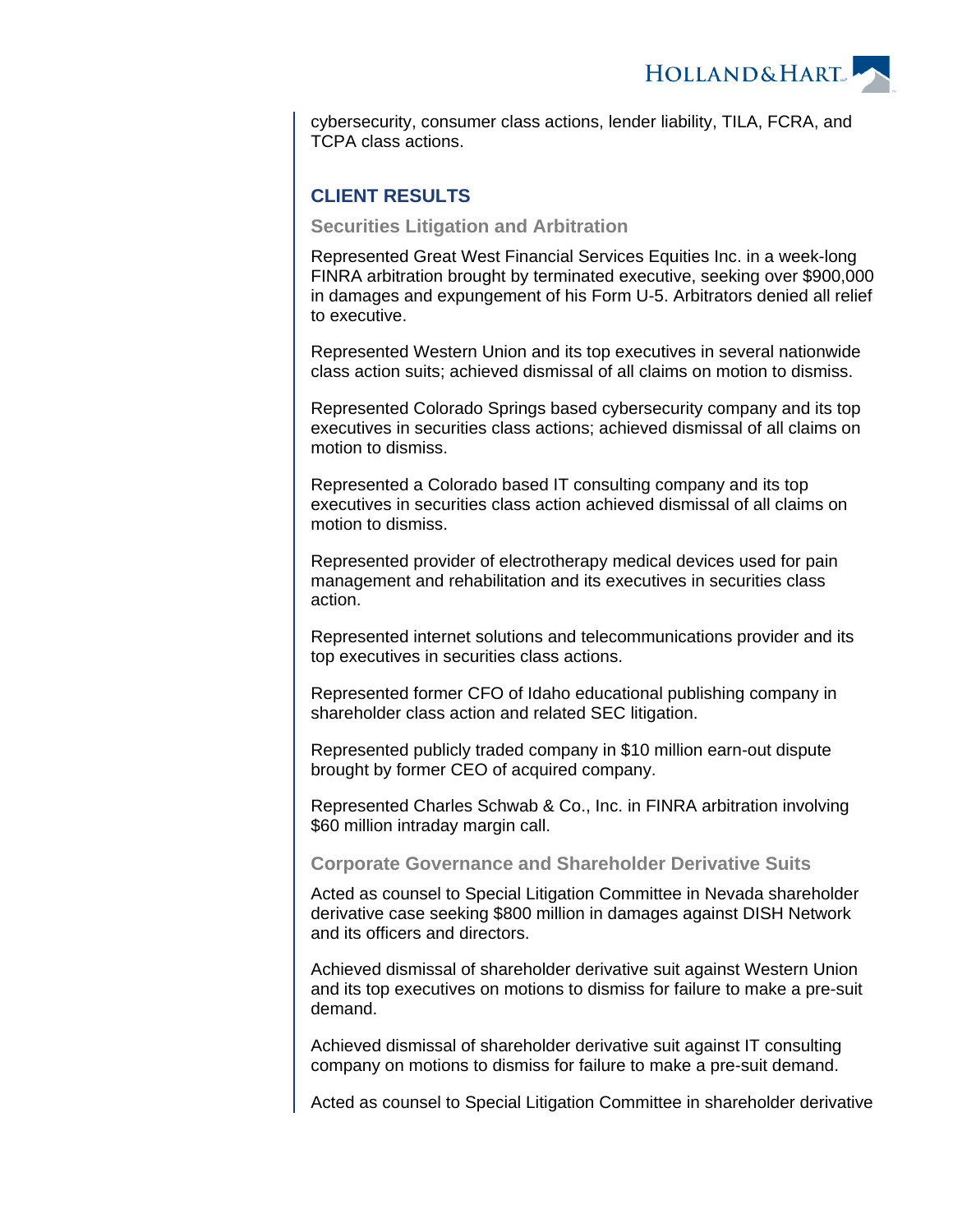cybersecurity, consumer class actions, lender liability, TILA, FCRA, and TCPA class actions.

## CLIENT RESULTS

### Securities Litigation and Arbitration

Represented Great West Financial Services Equities Inc. in a week-long FINRA arbitration brought by terminated executive, seeking over $900,000 in damages and expungement of his Form U-5. Arbitrators denied all relief to executive.

Represented Western Union and its top executives in several nationwide class action suits; achieved dismissal of all claims on motion to dismiss.

Represented Colorado Springs based cybersecurity company and its top executives in securities class actions; achieved dismissal of all claims on motion to dismiss.

Represented a Colorado based IT consulting company and its top executives in securities class action achieved dismissal of all claims on motion to dismiss.

Represented provider of electrotherapy medical devices used for pain management and rehabilitation and its executives in securities class action.

Represented internet solutions and telecommunications provider and its top executives in securities class actions.

Represented former CFO of Idaho educational publishing company in shareholder class action and related SEC litigation.

Represented publicly traded company in $10 million earn-out dispute brought by former CEO of acquired company.

Represented Charles Schwab & Co., Inc. in FINRA arbitration involving $60 million intraday margin call.

### Corporate Governance and Shareholder Derivative Suits

Acted as counsel to Special Litigation Committee in Nevada shareholder derivative case seeking $800 million in damages against DISH Network and its officers and directors.

Achieved dismissal of shareholder derivative suit against Western Union and its top executives on motions to dismiss for failure to make a pre-suit demand.

Achieved dismissal of shareholder derivative suit against IT consulting company on motions to dismiss for failure to make a pre-suit demand.

Acted as counsel to Special Litigation Committee in shareholder derivative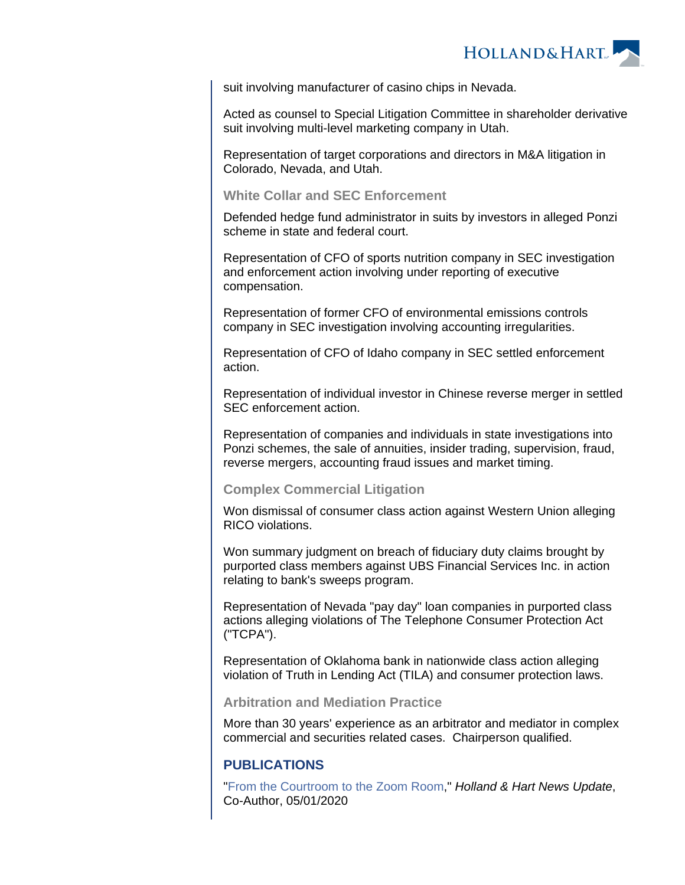suit involving manufacturer of casino chips in Nevada.

Acted as counsel to Special Litigation Committee in shareholder derivative suit involving multi-level marketing company in Utah.

Representation of target corporations and directors in M&A litigation in Colorado, Nevada, and Utah.

### White Collar and SEC Enforcement

Defended hedge fund administrator in suits by investors in alleged Ponzi scheme in state and federal court.

Representation of CFO of sports nutrition company in SEC investigation and enforcement action involving under reporting of executive compensation.

Representation of former CFO of environmental emissions controls company in SEC investigation involving accounting irregularities.

Representation of CFO of Idaho company in SEC settled enforcement action.

Representation of individual investor in Chinese reverse merger in settled SEC enforcement action.

Representation of companies and individuals in state investigations into Ponzi schemes, the sale of annuities, insider trading, supervision, fraud, reverse mergers, accounting fraud issues and market timing.

### Complex Commercial Litigation

Won dismissal of consumer class action against Western Union alleging RICO violations.

Won summary judgment on breach of fiduciary duty claims brought by purported class members against UBS Financial Services Inc. in action relating to bank's sweeps program.

Representation of Nevada "pay day" loan companies in purported class actions alleging violations of The Telephone Consumer Protection Act ("TCPA").

Representation of Oklahoma bank in nationwide class action alleging violation of Truth in Lending Act (TILA) and consumer protection laws.

### Arbitration and Mediation Practice

More than 30 years' experience as an arbitrator and mediator in complex commercial and securities related cases.  Chairperson qualified.

## PUBLICATIONS

"From the Courtroom to the Zoom Room," *Holland & Hart News Update*, Co-Author, 05/01/2020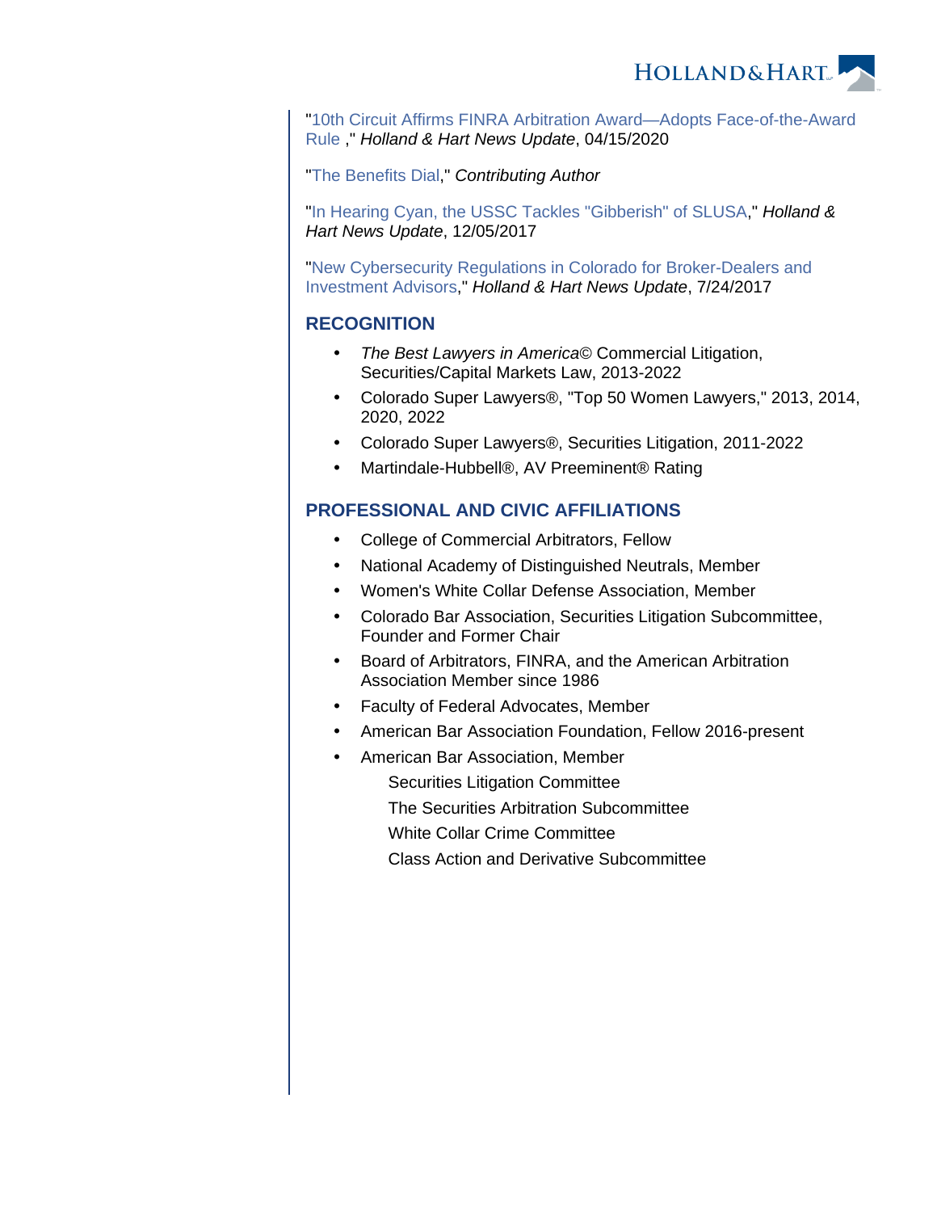"10th Circuit Affirms FINRA Arbitration Award—Adopts Face-of-the-Award Rule ," *Holland & Hart News Update*, 04/15/2020

"The Benefits Dial," *Contributing Author*

"In Hearing Cyan, the USSC Tackles "Gibberish" of SLUSA," *Holland & Hart News Update*, 12/05/2017

"New Cybersecurity Regulations in Colorado for Broker-Dealers and Investment Advisors," *Holland & Hart News Update*, 7/24/2017

## RECOGNITION

- *The Best Lawyers in America*© Commercial Litigation, Securities/Capital Markets Law, 2013-2022
- Colorado Super Lawyers®, "Top 50 Women Lawyers," 2013, 2014, 2020, 2022
- Colorado Super Lawyers®, Securities Litigation, 2011-2022
- Martindale-Hubbell®, AV Preeminent® Rating

## PROFESSIONAL AND CIVIC AFFILIATIONS

- College of Commercial Arbitrators, Fellow
- National Academy of Distinguished Neutrals, Member
- Women's White Collar Defense Association, Member
- Colorado Bar Association, Securities Litigation Subcommittee, Founder and Former Chair
- Board of Arbitrators, FINRA, and the American Arbitration Association Member since 1986
- Faculty of Federal Advocates, Member
- American Bar Association Foundation, Fellow 2016-present
- American Bar Association, Member
  - Securities Litigation Committee
  - The Securities Arbitration Subcommittee
  - White Collar Crime Committee
  - Class Action and Derivative Subcommittee